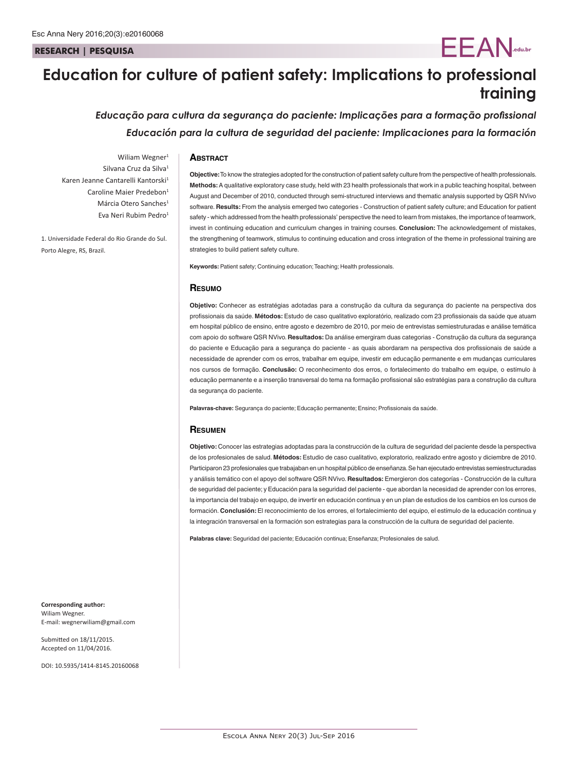RESEARCH | PESQUISA

# Education for culture of patient safety: Implications to professional training

*Educação para cultura da segurança do paciente: Implicações para a formação profissional*

*Educación para la cultura de seguridad del paciente: Implicaciones para la formación*

Wiliam Wegner[1]
Silvana Cruz da Silva[1]
Karen Jeanne Cantarelli Kantorski[1]
Caroline Maier Predebon[1]
Márcia Otero Sanches[1]
Eva Neri Rubim Pedro[1]

1. Universidade Federal do Rio Grande do Sul. Porto Alegre, RS, Brazil.

## Abstract

**Objective:** To know the strategies adopted for the construction of patient safety culture from the perspective of health professionals. **Methods:** A qualitative exploratory case study, held with 23 health professionals that work in a public teaching hospital, between August and December of 2010, conducted through semi-structured interviews and thematic analysis supported by QSR NVivo software. **Results:** From the analysis emerged two categories - Construction of patient safety culture; and Education for patient safety - which addressed from the health professionals' perspective the need to learn from mistakes, the importance of teamwork, invest in continuing education and curriculum changes in training courses. **Conclusion:** The acknowledgement of mistakes, the strengthening of teamwork, stimulus to continuing education and cross integration of the theme in professional training are strategies to build patient safety culture.

**Keywords:** Patient safety; Continuing education; Teaching; Health professionals.

## Resumo

**Objetivo:** Conhecer as estratégias adotadas para a construção da cultura da segurança do paciente na perspectiva dos profissionais da saúde. **Métodos:** Estudo de caso qualitativo exploratório, realizado com 23 profissionais da saúde que atuam em hospital público de ensino, entre agosto e dezembro de 2010, por meio de entrevistas semiestruturadas e análise temática com apoio do software QSR NVivo. **Resultados:** Da análise emergiram duas categorias - Construção da cultura da segurança do paciente e Educação para a segurança do paciente - as quais abordaram na perspectiva dos profissionais de saúde a necessidade de aprender com os erros, trabalhar em equipe, investir em educação permanente e em mudanças curriculares nos cursos de formação. **Conclusão:** O reconhecimento dos erros, o fortalecimento do trabalho em equipe, o estímulo à educação permanente e a inserção transversal do tema na formação profissional são estratégias para a construção da cultura da segurança do paciente.

**Palavras-chave:** Segurança do paciente; Educação permanente; Ensino; Profissionais da saúde.

## Resumen

**Objetivo:** Conocer las estrategias adoptadas para la construcción de la cultura de seguridad del paciente desde la perspectiva de los profesionales de salud. **Métodos:** Estudio de caso cualitativo, exploratorio, realizado entre agosto y diciembre de 2010. Participaron 23 profesionales que trabajaban en un hospital público de enseñanza. Se han ejecutado entrevistas semiestructuradas y análisis temático con el apoyo del software QSR NVivo. **Resultados:** Emergieron dos categorías - Construcción de la cultura de seguridad del paciente; y Educación para la seguridad del paciente - que abordan la necesidad de aprender con los errores, la importancia del trabajo en equipo, de invertir en educación continua y en un plan de estudios de los cambios en los cursos de formación. **Conclusión:** El reconocimiento de los errores, el fortalecimiento del equipo, el estímulo de la educación continua y la integración transversal en la formación son estrategias para la construcción de la cultura de seguridad del paciente.

**Palabras clave:** Seguridad del paciente; Educación continua; Enseñanza; Profesionales de salud.

**Corresponding author:**
Wiliam Wegner.
E-mail: wegnerwiliam@gmail.com

Submitted on 18/11/2015.
Accepted on 11/04/2016.

DOI: 10.5935/1414-8145.20160068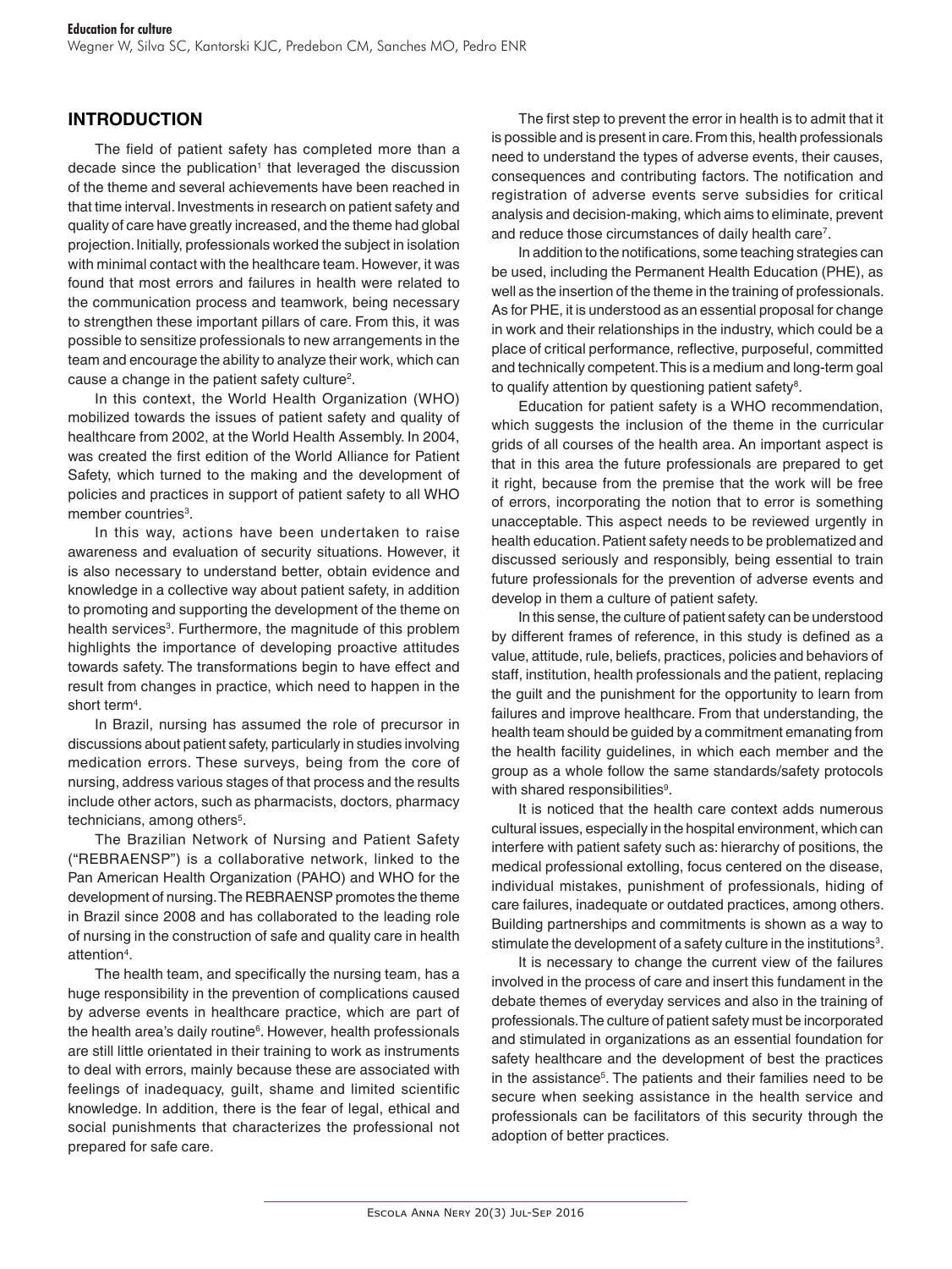## INTRODUCTION

The field of patient safety has completed more than a decade since the publication[1] that leveraged the discussion of the theme and several achievements have been reached in that time interval. Investments in research on patient safety and quality of care have greatly increased, and the theme had global projection. Initially, professionals worked the subject in isolation with minimal contact with the healthcare team. However, it was found that most errors and failures in health were related to the communication process and teamwork, being necessary to strengthen these important pillars of care. From this, it was possible to sensitize professionals to new arrangements in the team and encourage the ability to analyze their work, which can cause a change in the patient safety culture[2].

In this context, the World Health Organization (WHO) mobilized towards the issues of patient safety and quality of healthcare from 2002, at the World Health Assembly. In 2004, was created the first edition of the World Alliance for Patient Safety, which turned to the making and the development of policies and practices in support of patient safety to all WHO member countries[3].

In this way, actions have been undertaken to raise awareness and evaluation of security situations. However, it is also necessary to understand better, obtain evidence and knowledge in a collective way about patient safety, in addition to promoting and supporting the development of the theme on health services[3]. Furthermore, the magnitude of this problem highlights the importance of developing proactive attitudes towards safety. The transformations begin to have effect and result from changes in practice, which need to happen in the short term[4].

In Brazil, nursing has assumed the role of precursor in discussions about patient safety, particularly in studies involving medication errors. These surveys, being from the core of nursing, address various stages of that process and the results include other actors, such as pharmacists, doctors, pharmacy technicians, among others[5].

The Brazilian Network of Nursing and Patient Safety ("REBRAENSP") is a collaborative network, linked to the Pan American Health Organization (PAHO) and WHO for the development of nursing. The REBRAENSP promotes the theme in Brazil since 2008 and has collaborated to the leading role of nursing in the construction of safe and quality care in health attention[4].

The health team, and specifically the nursing team, has a huge responsibility in the prevention of complications caused by adverse events in healthcare practice, which are part of the health area's daily routine[6]. However, health professionals are still little orientated in their training to work as instruments to deal with errors, mainly because these are associated with feelings of inadequacy, guilt, shame and limited scientific knowledge. In addition, there is the fear of legal, ethical and social punishments that characterizes the professional not prepared for safe care.

The first step to prevent the error in health is to admit that it is possible and is present in care. From this, health professionals need to understand the types of adverse events, their causes, consequences and contributing factors. The notification and registration of adverse events serve subsidies for critical analysis and decision-making, which aims to eliminate, prevent and reduce those circumstances of daily health care[7].

In addition to the notifications, some teaching strategies can be used, including the Permanent Health Education (PHE), as well as the insertion of the theme in the training of professionals. As for PHE, it is understood as an essential proposal for change in work and their relationships in the industry, which could be a place of critical performance, reflective, purposeful, committed and technically competent. This is a medium and long-term goal to qualify attention by questioning patient safety[8].

Education for patient safety is a WHO recommendation, which suggests the inclusion of the theme in the curricular grids of all courses of the health area. An important aspect is that in this area the future professionals are prepared to get it right, because from the premise that the work will be free of errors, incorporating the notion that to error is something unacceptable. This aspect needs to be reviewed urgently in health education. Patient safety needs to be problematized and discussed seriously and responsibly, being essential to train future professionals for the prevention of adverse events and develop in them a culture of patient safety.

In this sense, the culture of patient safety can be understood by different frames of reference, in this study is defined as a value, attitude, rule, beliefs, practices, policies and behaviors of staff, institution, health professionals and the patient, replacing the guilt and the punishment for the opportunity to learn from failures and improve healthcare. From that understanding, the health team should be guided by a commitment emanating from the health facility guidelines, in which each member and the group as a whole follow the same standards/safety protocols with shared responsibilities[9].

It is noticed that the health care context adds numerous cultural issues, especially in the hospital environment, which can interfere with patient safety such as: hierarchy of positions, the medical professional extolling, focus centered on the disease, individual mistakes, punishment of professionals, hiding of care failures, inadequate or outdated practices, among others. Building partnerships and commitments is shown as a way to stimulate the development of a safety culture in the institutions[3].

It is necessary to change the current view of the failures involved in the process of care and insert this fundament in the debate themes of everyday services and also in the training of professionals. The culture of patient safety must be incorporated and stimulated in organizations as an essential foundation for safety healthcare and the development of best the practices in the assistance[5]. The patients and their families need to be secure when seeking assistance in the health service and professionals can be facilitators of this security through the adoption of better practices.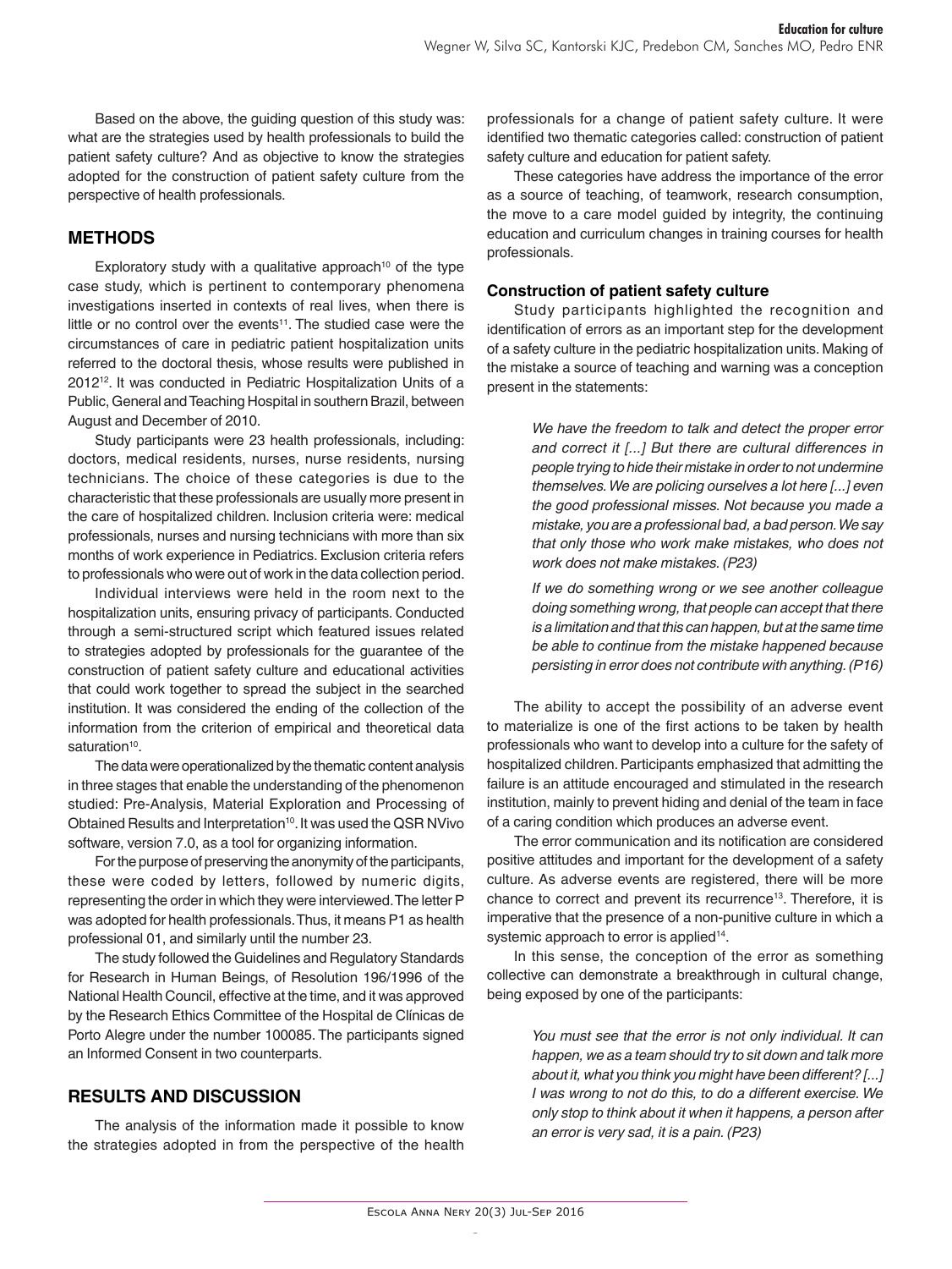Based on the above, the guiding question of this study was: what are the strategies used by health professionals to build the patient safety culture? And as objective to know the strategies adopted for the construction of patient safety culture from the perspective of health professionals.

## METHODS

Exploratory study with a qualitative approach[10] of the type case study, which is pertinent to contemporary phenomena investigations inserted in contexts of real lives, when there is little or no control over the events[11]. The studied case were the circumstances of care in pediatric patient hospitalization units referred to the doctoral thesis, whose results were published in 2012[12]. It was conducted in Pediatric Hospitalization Units of a Public, General and Teaching Hospital in southern Brazil, between August and December of 2010.

Study participants were 23 health professionals, including: doctors, medical residents, nurses, nurse residents, nursing technicians. The choice of these categories is due to the characteristic that these professionals are usually more present in the care of hospitalized children. Inclusion criteria were: medical professionals, nurses and nursing technicians with more than six months of work experience in Pediatrics. Exclusion criteria refers to professionals who were out of work in the data collection period.

Individual interviews were held in the room next to the hospitalization units, ensuring privacy of participants. Conducted through a semi-structured script which featured issues related to strategies adopted by professionals for the guarantee of the construction of patient safety culture and educational activities that could work together to spread the subject in the searched institution. It was considered the ending of the collection of the information from the criterion of empirical and theoretical data saturation[10].

The data were operationalized by the thematic content analysis in three stages that enable the understanding of the phenomenon studied: Pre-Analysis, Material Exploration and Processing of Obtained Results and Interpretation[10]. It was used the QSR NVivo software, version 7.0, as a tool for organizing information.

For the purpose of preserving the anonymity of the participants, these were coded by letters, followed by numeric digits, representing the order in which they were interviewed. The letter P was adopted for health professionals. Thus, it means P1 as health professional 01, and similarly until the number 23.

The study followed the Guidelines and Regulatory Standards for Research in Human Beings, of Resolution 196/1996 of the National Health Council, effective at the time, and it was approved by the Research Ethics Committee of the Hospital de Clínicas de Porto Alegre under the number 100085. The participants signed an Informed Consent in two counterparts.

## RESULTS AND DISCUSSION

The analysis of the information made it possible to know the strategies adopted in from the perspective of the health professionals for a change of patient safety culture. It were identified two thematic categories called: construction of patient safety culture and education for patient safety.

These categories have address the importance of the error as a source of teaching, of teamwork, research consumption, the move to a care model guided by integrity, the continuing education and curriculum changes in training courses for health professionals.

### Construction of patient safety culture

Study participants highlighted the recognition and identification of errors as an important step for the development of a safety culture in the pediatric hospitalization units. Making of the mistake a source of teaching and warning was a conception present in the statements:

> *We have the freedom to talk and detect the proper error and correct it [...] But there are cultural differences in people trying to hide their mistake in order to not undermine themselves. We are policing ourselves a lot here [...] even the good professional misses. Not because you made a mistake, you are a professional bad, a bad person. We say that only those who work make mistakes, who does not work does not make mistakes. (P23)*

> *If we do something wrong or we see another colleague doing something wrong, that people can accept that there is a limitation and that this can happen, but at the same time be able to continue from the mistake happened because persisting in error does not contribute with anything. (P16)*

The ability to accept the possibility of an adverse event to materialize is one of the first actions to be taken by health professionals who want to develop into a culture for the safety of hospitalized children. Participants emphasized that admitting the failure is an attitude encouraged and stimulated in the research institution, mainly to prevent hiding and denial of the team in face of a caring condition which produces an adverse event.

The error communication and its notification are considered positive attitudes and important for the development of a safety culture. As adverse events are registered, there will be more chance to correct and prevent its recurrence[13]. Therefore, it is imperative that the presence of a non-punitive culture in which a systemic approach to error is applied[14].

In this sense, the conception of the error as something collective can demonstrate a breakthrough in cultural change, being exposed by one of the participants:

> *You must see that the error is not only individual. It can happen, we as a team should try to sit down and talk more about it, what you think you might have been different? [...] I was wrong to not do this, to do a different exercise. We only stop to think about it when it happens, a person after an error is very sad, it is a pain. (P23)*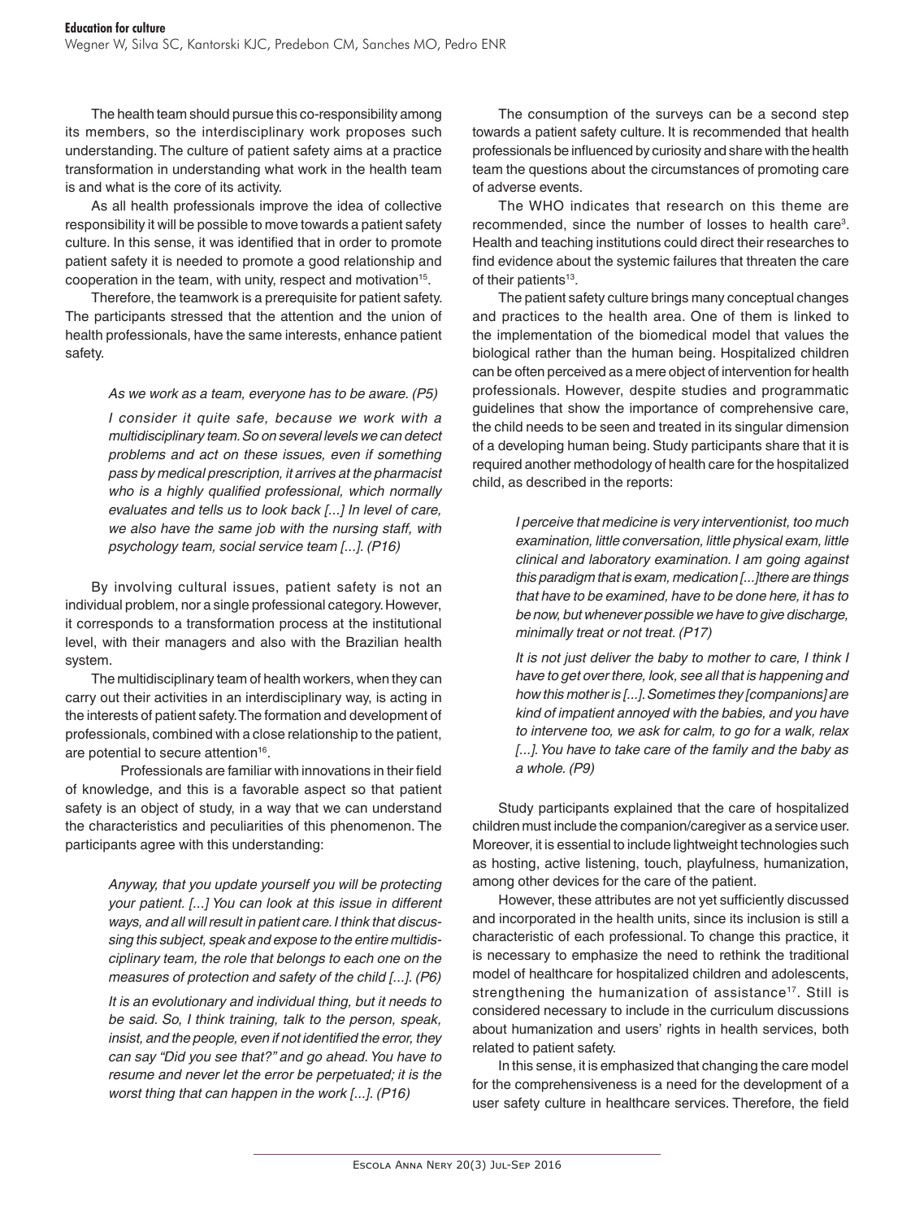The health team should pursue this co-responsibility among its members, so the interdisciplinary work proposes such understanding. The culture of patient safety aims at a practice transformation in understanding what work in the health team is and what is the core of its activity.

As all health professionals improve the idea of collective responsibility it will be possible to move towards a patient safety culture. In this sense, it was identified that in order to promote patient safety it is needed to promote a good relationship and cooperation in the team, with unity, respect and motivation[15].

Therefore, the teamwork is a prerequisite for patient safety. The participants stressed that the attention and the union of health professionals, have the same interests, enhance patient safety.

> *As we work as a team, everyone has to be aware. (P5)*
>
> *I consider it quite safe, because we work with a multidisciplinary team. So on several levels we can detect problems and act on these issues, even if something pass by medical prescription, it arrives at the pharmacist who is a highly qualified professional, which normally evaluates and tells us to look back [...] In level of care, we also have the same job with the nursing staff, with psychology team, social service team [...]. (P16)*

By involving cultural issues, patient safety is not an individual problem, nor a single professional category. However, it corresponds to a transformation process at the institutional level, with their managers and also with the Brazilian health system.

The multidisciplinary team of health workers, when they can carry out their activities in an interdisciplinary way, is acting in the interests of patient safety. The formation and development of professionals, combined with a close relationship to the patient, are potential to secure attention[16].

Professionals are familiar with innovations in their field of knowledge, and this is a favorable aspect so that patient safety is an object of study, in a way that we can understand the characteristics and peculiarities of this phenomenon. The participants agree with this understanding:

> *Anyway, that you update yourself you will be protecting your patient. [...] You can look at this issue in different ways, and all will result in patient care. I think that discussing this subject, speak and expose to the entire multidisciplinary team, the role that belongs to each one on the measures of protection and safety of the child [...]. (P6)*
>
> *It is an evolutionary and individual thing, but it needs to be said. So, I think training, talk to the person, speak, insist, and the people, even if not identified the error, they can say "Did you see that?" and go ahead. You have to resume and never let the error be perpetuated; it is the worst thing that can happen in the work [...]. (P16)*

The consumption of the surveys can be a second step towards a patient safety culture. It is recommended that health professionals be influenced by curiosity and share with the health team the questions about the circumstances of promoting care of adverse events.

The WHO indicates that research on this theme are recommended, since the number of losses to health care[3]. Health and teaching institutions could direct their researches to find evidence about the systemic failures that threaten the care of their patients[13].

The patient safety culture brings many conceptual changes and practices to the health area. One of them is linked to the implementation of the biomedical model that values the biological rather than the human being. Hospitalized children can be often perceived as a mere object of intervention for health professionals. However, despite studies and programmatic guidelines that show the importance of comprehensive care, the child needs to be seen and treated in its singular dimension of a developing human being. Study participants share that it is required another methodology of health care for the hospitalized child, as described in the reports:

> *I perceive that medicine is very interventionist, too much examination, little conversation, little physical exam, little clinical and laboratory examination. I am going against this paradigm that is exam, medication [...]there are things that have to be examined, have to be done here, it has to be now, but whenever possible we have to give discharge, minimally treat or not treat. (P17)*
>
> *It is not just deliver the baby to mother to care, I think I have to get over there, look, see all that is happening and how this mother is [...]. Sometimes they [companions] are kind of impatient annoyed with the babies, and you have to intervene too, we ask for calm, to go for a walk, relax [...]. You have to take care of the family and the baby as a whole. (P9)*

Study participants explained that the care of hospitalized children must include the companion/caregiver as a service user. Moreover, it is essential to include lightweight technologies such as hosting, active listening, touch, playfulness, humanization, among other devices for the care of the patient.

However, these attributes are not yet sufficiently discussed and incorporated in the health units, since its inclusion is still a characteristic of each professional. To change this practice, it is necessary to emphasize the need to rethink the traditional model of healthcare for hospitalized children and adolescents, strengthening the humanization of assistance[17]. Still is considered necessary to include in the curriculum discussions about humanization and users' rights in health services, both related to patient safety.

In this sense, it is emphasized that changing the care model for the comprehensiveness is a need for the development of a user safety culture in healthcare services. Therefore, the field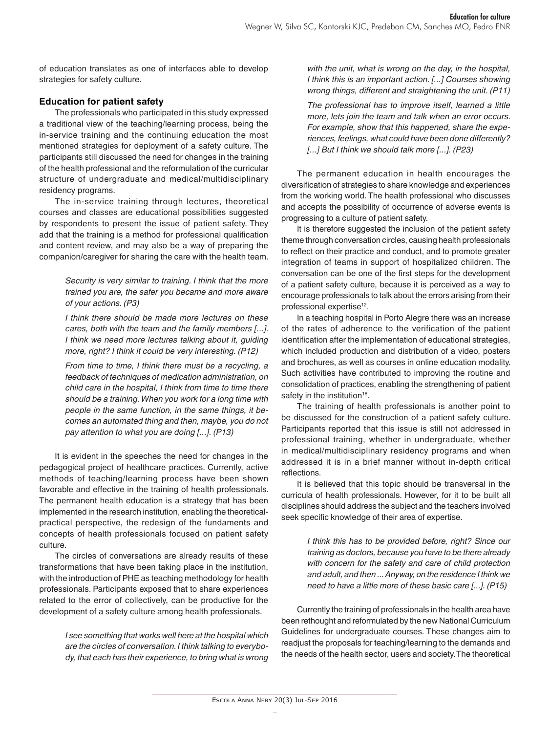of education translates as one of interfaces able to develop strategies for safety culture.

### Education for patient safety

The professionals who participated in this study expressed a traditional view of the teaching/learning process, being the in-service training and the continuing education the most mentioned strategies for deployment of a safety culture. The participants still discussed the need for changes in the training of the health professional and the reformulation of the curricular structure of undergraduate and medical/multidisciplinary residency programs.

The in-service training through lectures, theoretical courses and classes are educational possibilities suggested by respondents to present the issue of patient safety. They add that the training is a method for professional qualification and content review, and may also be a way of preparing the companion/caregiver for sharing the care with the health team.

> *Security is very similar to training. I think that the more trained you are, the safer you became and more aware of your actions. (P3)*
>
> *I think there should be made more lectures on these cares, both with the team and the family members [...]. I think we need more lectures talking about it, guiding more, right? I think it could be very interesting. (P12)*
>
> *From time to time, I think there must be a recycling, a feedback of techniques of medication administration, on child care in the hospital, I think from time to time there should be a training. When you work for a long time with people in the same function, in the same things, it becomes an automated thing and then, maybe, you do not pay attention to what you are doing [...]. (P13)*

It is evident in the speeches the need for changes in the pedagogical project of healthcare practices. Currently, active methods of teaching/learning process have been shown favorable and effective in the training of health professionals. The permanent health education is a strategy that has been implemented in the research institution, enabling the theoretical-practical perspective, the redesign of the fundaments and concepts of health professionals focused on patient safety culture.

The circles of conversations are already results of these transformations that have been taking place in the institution, with the introduction of PHE as teaching methodology for health professionals. Participants exposed that to share experiences related to the error of collectively, can be productive for the development of a safety culture among health professionals.

> *I see something that works well here at the hospital which are the circles of conversation. I think talking to everybody, that each has their experience, to bring what is wrong with the unit, what is wrong on the day, in the hospital, I think this is an important action. [...] Courses showing wrong things, different and straightening the unit. (P11)*
>
> *The professional has to improve itself, learned a little more, lets join the team and talk when an error occurs. For example, show that this happened, share the experiences, feelings, what could have been done differently? [...] But I think we should talk more [...]. (P23)*

The permanent education in health encourages the diversification of strategies to share knowledge and experiences from the working world. The health professional who discusses and accepts the possibility of occurrence of adverse events is progressing to a culture of patient safety.

It is therefore suggested the inclusion of the patient safety theme through conversation circles, causing health professionals to reflect on their practice and conduct, and to promote greater integration of teams in support of hospitalized children. The conversation can be one of the first steps for the development of a patient safety culture, because it is perceived as a way to encourage professionals to talk about the errors arising from their professional expertise[12].

In a teaching hospital in Porto Alegre there was an increase of the rates of adherence to the verification of the patient identification after the implementation of educational strategies, which included production and distribution of a video, posters and brochures, as well as courses in online education modality. Such activities have contributed to improving the routine and consolidation of practices, enabling the strengthening of patient safety in the institution[18].

The training of health professionals is another point to be discussed for the construction of a patient safety culture. Participants reported that this issue is still not addressed in professional training, whether in undergraduate, whether in medical/multidisciplinary residency programs and when addressed it is in a brief manner without in-depth critical reflections.

It is believed that this topic should be transversal in the curricula of health professionals. However, for it to be built all disciplines should address the subject and the teachers involved seek specific knowledge of their area of expertise.

> *I think this has to be provided before, right? Since our training as doctors, because you have to be there already with concern for the safety and care of child protection and adult, and then ... Anyway, on the residence I think we need to have a little more of these basic care [...]. (P15)*

Currently the training of professionals in the health area have been rethought and reformulated by the new National Curriculum Guidelines for undergraduate courses. These changes aim to readjust the proposals for teaching/learning to the demands and the needs of the health sector, users and society. The theoretical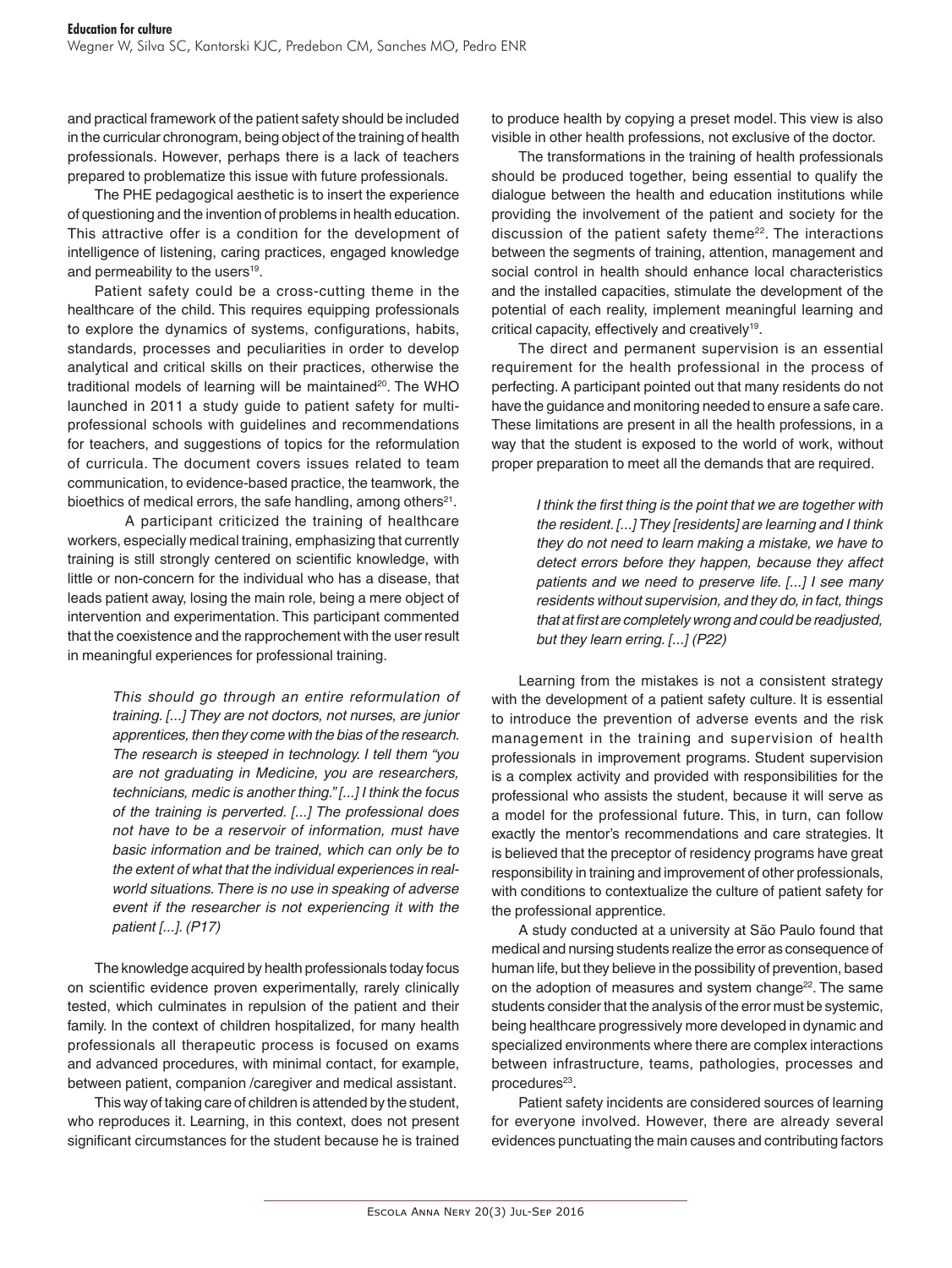and practical framework of the patient safety should be included in the curricular chronogram, being object of the training of health professionals. However, perhaps there is a lack of teachers prepared to problematize this issue with future professionals.

The PHE pedagogical aesthetic is to insert the experience of questioning and the invention of problems in health education. This attractive offer is a condition for the development of intelligence of listening, caring practices, engaged knowledge and permeability to the users[19].

Patient safety could be a cross-cutting theme in the healthcare of the child. This requires equipping professionals to explore the dynamics of systems, configurations, habits, standards, processes and peculiarities in order to develop analytical and critical skills on their practices, otherwise the traditional models of learning will be maintained[20]. The WHO launched in 2011 a study guide to patient safety for multi-professional schools with guidelines and recommendations for teachers, and suggestions of topics for the reformulation of curricula. The document covers issues related to team communication, to evidence-based practice, the teamwork, the bioethics of medical errors, the safe handling, among others[21].

A participant criticized the training of healthcare workers, especially medical training, emphasizing that currently training is still strongly centered on scientific knowledge, with little or non-concern for the individual who has a disease, that leads patient away, losing the main role, being a mere object of intervention and experimentation. This participant commented that the coexistence and the rapprochement with the user result in meaningful experiences for professional training.

> *This should go through an entire reformulation of training. [...] They are not doctors, not nurses, are junior apprentices, then they come with the bias of the research. The research is steeped in technology. I tell them "you are not graduating in Medicine, you are researchers, technicians, medic is another thing." [...] I think the focus of the training is perverted. [...] The professional does not have to be a reservoir of information, must have basic information and be trained, which can only be to the extent of what that the individual experiences in real-world situations. There is no use in speaking of adverse event if the researcher is not experiencing it with the patient [...]. (P17)*

The knowledge acquired by health professionals today focus on scientific evidence proven experimentally, rarely clinically tested, which culminates in repulsion of the patient and their family. In the context of children hospitalized, for many health professionals all therapeutic process is focused on exams and advanced procedures, with minimal contact, for example, between patient, companion /caregiver and medical assistant.

This way of taking care of children is attended by the student, who reproduces it. Learning, in this context, does not present significant circumstances for the student because he is trained to produce health by copying a preset model. This view is also visible in other health professions, not exclusive of the doctor.

The transformations in the training of health professionals should be produced together, being essential to qualify the dialogue between the health and education institutions while providing the involvement of the patient and society for the discussion of the patient safety theme[22]. The interactions between the segments of training, attention, management and social control in health should enhance local characteristics and the installed capacities, stimulate the development of the potential of each reality, implement meaningful learning and critical capacity, effectively and creatively[19].

The direct and permanent supervision is an essential requirement for the health professional in the process of perfecting. A participant pointed out that many residents do not have the guidance and monitoring needed to ensure a safe care. These limitations are present in all the health professions, in a way that the student is exposed to the world of work, without proper preparation to meet all the demands that are required.

> *I think the first thing is the point that we are together with the resident. [...] They [residents] are learning and I think they do not need to learn making a mistake, we have to detect errors before they happen, because they affect patients and we need to preserve life. [...] I see many residents without supervision, and they do, in fact, things that at first are completely wrong and could be readjusted, but they learn erring. [...] (P22)*

Learning from the mistakes is not a consistent strategy with the development of a patient safety culture. It is essential to introduce the prevention of adverse events and the risk management in the training and supervision of health professionals in improvement programs. Student supervision is a complex activity and provided with responsibilities for the professional who assists the student, because it will serve as a model for the professional future. This, in turn, can follow exactly the mentor's recommendations and care strategies. It is believed that the preceptor of residency programs have great responsibility in training and improvement of other professionals, with conditions to contextualize the culture of patient safety for the professional apprentice.

A study conducted at a university at São Paulo found that medical and nursing students realize the error as consequence of human life, but they believe in the possibility of prevention, based on the adoption of measures and system change[22]. The same students consider that the analysis of the error must be systemic, being healthcare progressively more developed in dynamic and specialized environments where there are complex interactions between infrastructure, teams, pathologies, processes and procedures[23].

Patient safety incidents are considered sources of learning for everyone involved. However, there are already several evidences punctuating the main causes and contributing factors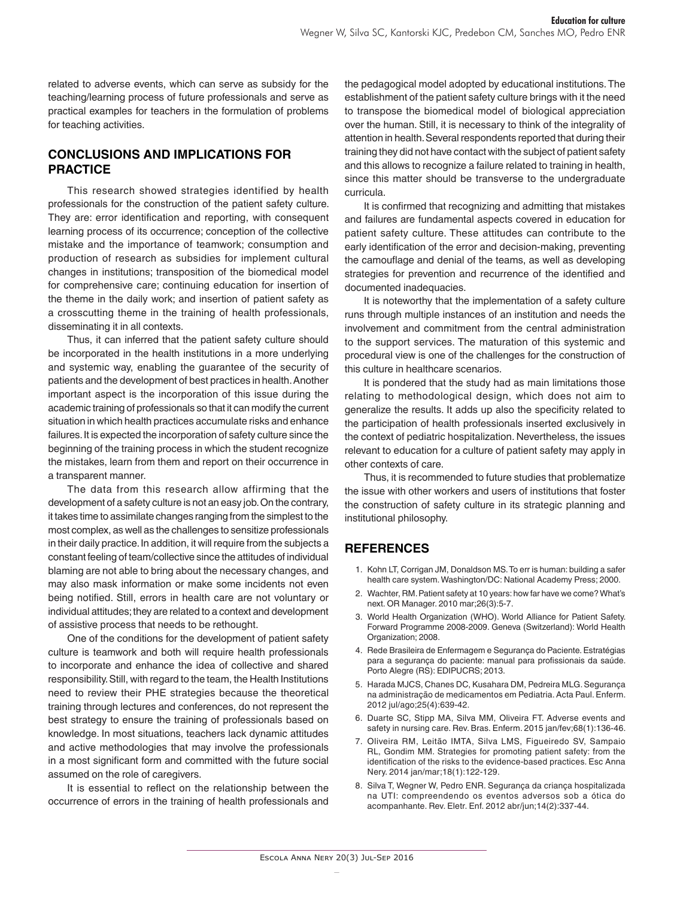related to adverse events, which can serve as subsidy for the teaching/learning process of future professionals and serve as practical examples for teachers in the formulation of problems for teaching activities.

## CONCLUSIONS AND IMPLICATIONS FOR PRACTICE

This research showed strategies identified by health professionals for the construction of the patient safety culture. They are: error identification and reporting, with consequent learning process of its occurrence; conception of the collective mistake and the importance of teamwork; consumption and production of research as subsidies for implement cultural changes in institutions; transposition of the biomedical model for comprehensive care; continuing education for insertion of the theme in the daily work; and insertion of patient safety as a crosscutting theme in the training of health professionals, disseminating it in all contexts.

Thus, it can inferred that the patient safety culture should be incorporated in the health institutions in a more underlying and systemic way, enabling the guarantee of the security of patients and the development of best practices in health. Another important aspect is the incorporation of this issue during the academic training of professionals so that it can modify the current situation in which health practices accumulate risks and enhance failures. It is expected the incorporation of safety culture since the beginning of the training process in which the student recognize the mistakes, learn from them and report on their occurrence in a transparent manner.

The data from this research allow affirming that the development of a safety culture is not an easy job. On the contrary, it takes time to assimilate changes ranging from the simplest to the most complex, as well as the challenges to sensitize professionals in their daily practice. In addition, it will require from the subjects a constant feeling of team/collective since the attitudes of individual blaming are not able to bring about the necessary changes, and may also mask information or make some incidents not even being notified. Still, errors in health care are not voluntary or individual attitudes; they are related to a context and development of assistive process that needs to be rethought.

One of the conditions for the development of patient safety culture is teamwork and both will require health professionals to incorporate and enhance the idea of collective and shared responsibility. Still, with regard to the team, the Health Institutions need to review their PHE strategies because the theoretical training through lectures and conferences, do not represent the best strategy to ensure the training of professionals based on knowledge. In most situations, teachers lack dynamic attitudes and active methodologies that may involve the professionals in a most significant form and committed with the future social assumed on the role of caregivers.

It is essential to reflect on the relationship between the occurrence of errors in the training of health professionals and the pedagogical model adopted by educational institutions. The establishment of the patient safety culture brings with it the need to transpose the biomedical model of biological appreciation over the human. Still, it is necessary to think of the integrality of attention in health. Several respondents reported that during their training they did not have contact with the subject of patient safety and this allows to recognize a failure related to training in health, since this matter should be transverse to the undergraduate curricula.

It is confirmed that recognizing and admitting that mistakes and failures are fundamental aspects covered in education for patient safety culture. These attitudes can contribute to the early identification of the error and decision-making, preventing the camouflage and denial of the teams, as well as developing strategies for prevention and recurrence of the identified and documented inadequacies.

It is noteworthy that the implementation of a safety culture runs through multiple instances of an institution and needs the involvement and commitment from the central administration to the support services. The maturation of this systemic and procedural view is one of the challenges for the construction of this culture in healthcare scenarios.

It is pondered that the study had as main limitations those relating to methodological design, which does not aim to generalize the results. It adds up also the specificity related to the participation of health professionals inserted exclusively in the context of pediatric hospitalization. Nevertheless, the issues relevant to education for a culture of patient safety may apply in other contexts of care.

Thus, it is recommended to future studies that problematize the issue with other workers and users of institutions that foster the construction of safety culture in its strategic planning and institutional philosophy.

## REFERENCES

1. Kohn LT, Corrigan JM, Donaldson MS. To err is human: building a safer health care system. Washington/DC: National Academy Press; 2000.
2. Wachter, RM. Patient safety at 10 years: how far have we come? What's next. OR Manager. 2010 mar;26(3):5-7.
3. World Health Organization (WHO). World Alliance for Patient Safety. Forward Programme 2008-2009. Geneva (Switzerland): World Health Organization; 2008.
4. Rede Brasileira de Enfermagem e Segurança do Paciente. Estratégias para a segurança do paciente: manual para profissionais da saúde. Porto Alegre (RS): EDIPUCRS; 2013.
5. Harada MJCS, Chanes DC, Kusahara DM, Pedreira MLG. Segurança na administração de medicamentos em Pediatria. Acta Paul. Enferm. 2012 jul/ago;25(4):639-42.
6. Duarte SC, Stipp MA, Silva MM, Oliveira FT. Adverse events and safety in nursing care. Rev. Bras. Enferm. 2015 jan/fev;68(1):136-46.
7. Oliveira RM, Leitão IMTA, Silva LMS, Figueiredo SV, Sampaio RL, Gondim MM. Strategies for promoting patient safety: from the identification of the risks to the evidence-based practices. Esc Anna Nery. 2014 jan/mar;18(1):122-129.
8. Silva T, Wegner W, Pedro ENR. Segurança da criança hospitalizada na UTI: compreendendo os eventos adversos sob a ótica do acompanhante. Rev. Eletr. Enf. 2012 abr/jun;14(2):337-44.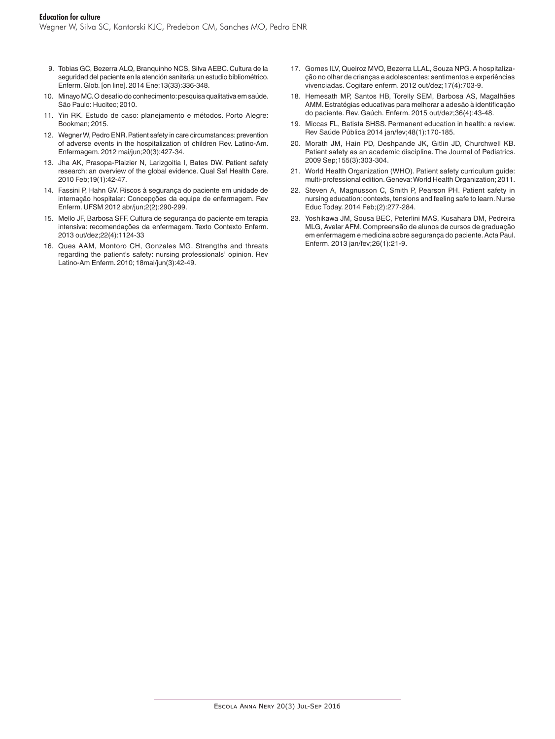9. Tobias GC, Bezerra ALQ, Branquinho NCS, Silva AEBC. Cultura de la seguridad del paciente en la atención sanitaria: un estudio bibliométrico. Enferm. Glob. [on line]. 2014 Ene;13(33):336-348.
10. Minayo MC. O desafio do conhecimento: pesquisa qualitativa em saúde. São Paulo: Hucitec; 2010.
11. Yin RK. Estudo de caso: planejamento e métodos. Porto Alegre: Bookman; 2015.
12. Wegner W, Pedro ENR. Patient safety in care circumstances: prevention of adverse events in the hospitalization of children Rev. Latino-Am. Enfermagem. 2012 mai/jun;20(3):427-34.
13. Jha AK, Prasopa-Plaizier N, Larizgoitia I, Bates DW. Patient safety research: an overview of the global evidence. Qual Saf Health Care. 2010 Feb;19(1):42-47.
14. Fassini P, Hahn GV. Riscos à segurança do paciente em unidade de internação hospitalar: Concepções da equipe de enfermagem. Rev Enferm. UFSM 2012 abr/jun;2(2):290-299.
15. Mello JF, Barbosa SFF. Cultura de segurança do paciente em terapia intensiva: recomendações da enfermagem. Texto Contexto Enferm. 2013 out/dez;22(4):1124-33
16. Ques AAM, Montoro CH, Gonzales MG. Strengths and threats regarding the patient's safety: nursing professionals' opinion. Rev Latino-Am Enferm. 2010; 18mai/jun(3):42-49.
17. Gomes ILV, Queiroz MVO, Bezerra LLAL, Souza NPG. A hospitalização no olhar de crianças e adolescentes: sentimentos e experiências vivenciadas. Cogitare enferm. 2012 out/dez;17(4):703-9.
18. Hemesath MP, Santos HB, Torelly SEM, Barbosa AS, Magalhães AMM. Estratégias educativas para melhorar a adesão à identificação do paciente. Rev. Gaúch. Enferm. 2015 out/dez;36(4):43-48.
19. Miccas FL, Batista SHSS. Permanent education in health: a review. Rev Saúde Pública 2014 jan/fev;48(1):170-185.
20. Morath JM, Hain PD, Deshpande JK, Gitlin JD, Churchwell KB. Patient safety as an academic discipline. The Journal of Pediatrics. 2009 Sep;155(3):303-304.
21. World Health Organization (WHO). Patient safety curriculum guide: multi-professional edition. Geneva: World Health Organization; 2011.
22. Steven A, Magnusson C, Smith P, Pearson PH. Patient safety in nursing education: contexts, tensions and feeling safe to learn. Nurse Educ Today. 2014 Feb;(2):277-284.
23. Yoshikawa JM, Sousa BEC, Peterlini MAS, Kusahara DM, Pedreira MLG, Avelar AFM. Compreensão de alunos de cursos de graduação em enfermagem e medicina sobre segurança do paciente. Acta Paul. Enferm. 2013 jan/fev;26(1):21-9.